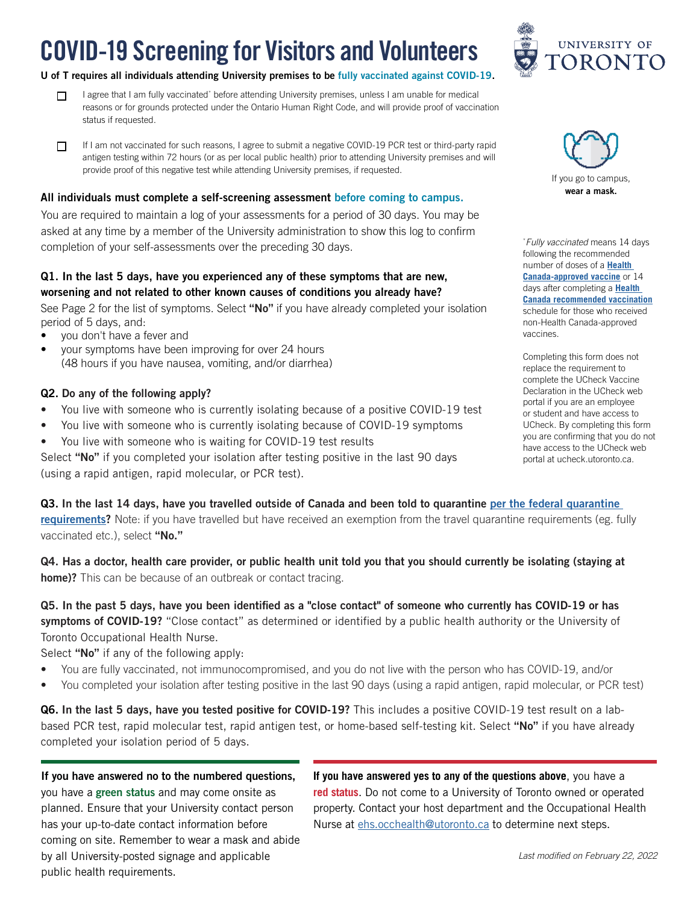# COVID-19 Screening for Visitors and Volunteers

UNIVERSITY OF TORONTO

**U of T requires all individuals attending University premises to be fully vaccinated against COVID-19.**

- ☐ I agree that I am fully vaccinated* before attending University premises, unless I am unable for medical reasons or for grounds protected under the Ontario Human Right Code, and will provide proof of vaccination status if requested.

- ☐ If I am not vaccinated for such reasons, I agree to submit a negative COVID-19 PCR test or third-party rapid antigen testing within 72 hours (or as per local public health) prior to attending University premises and will provide proof of this negative test while attending University premises, if requested.

If you go to campus, **wear a mask.**

**All individuals must complete a self-screening assessment before coming to campus.**

You are required to maintain a log of your assessments for a period of 30 days. You may be asked at any time by a member of the University administration to show this log to confirm completion of your self-assessments over the preceding 30 days.

*\*Fully vaccinated* means 14 days following the recommended number of doses of a **Health Canada-approved vaccine** or 14 days after completing a **Health Canada recommended vaccination** schedule for those who received non-Health Canada-approved vaccines.

Completing this form does not replace the requirement to complete the UCheck Vaccine Declaration in the UCheck web portal if you are an employee or student and have access to UCheck. By completing this form you are confirming that you do not have access to the UCheck web portal at ucheck.utoronto.ca.

**Q1. In the last 5 days, have you experienced any of these symptoms that are new, worsening and not related to other known causes of conditions you already have?**
See Page 2 for the list of symptoms. Select **"No"** if you have already completed your isolation period of 5 days, and:

- you don't have a fever and
- your symptoms have been improving for over 24 hours (48 hours if you have nausea, vomiting, and/or diarrhea)

**Q2. Do any of the following apply?**

- You live with someone who is currently isolating because of a positive COVID-19 test
- You live with someone who is currently isolating because of COVID-19 symptoms
- You live with someone who is waiting for COVID-19 test results

Select **"No"** if you completed your isolation after testing positive in the last 90 days (using a rapid antigen, rapid molecular, or PCR test).

**Q3. In the last 14 days, have you travelled outside of Canada and been told to quarantine per the federal quarantine requirements?** Note: if you have travelled but have received an exemption from the travel quarantine requirements (eg. fully vaccinated etc.), select **"No."**

**Q4. Has a doctor, health care provider, or public health unit told you that you should currently be isolating (staying at home)?** This can be because of an outbreak or contact tracing.

**Q5. In the past 5 days, have you been identified as a "close contact" of someone who currently has COVID-19 or has symptoms of COVID-19?** "Close contact" as determined or identified by a public health authority or the University of Toronto Occupational Health Nurse.
Select **"No"** if any of the following apply:

- You are fully vaccinated, not immunocompromised, and you do not live with the person who has COVID-19, and/or
- You completed your isolation after testing positive in the last 90 days (using a rapid antigen, rapid molecular, or PCR test)

**Q6. In the last 5 days, have you tested positive for COVID-19?** This includes a positive COVID-19 test result on a lab-based PCR test, rapid molecular test, rapid antigen test, or home-based self-testing kit. Select **"No"** if you have already completed your isolation period of 5 days.

**If you have answered no to the numbered questions,** you have a **green status** and may come onsite as planned. Ensure that your University contact person has your up-to-date contact information before coming on site. Remember to wear a mask and abide by all University-posted signage and applicable public health requirements.

**If you have answered yes to any of the questions above**, you have a **red status**. Do not come to a University of Toronto owned or operated property. Contact your host department and the Occupational Health Nurse at ehs.occhealth@utoronto.ca to determine next steps.

*Last modified on February 22, 2022*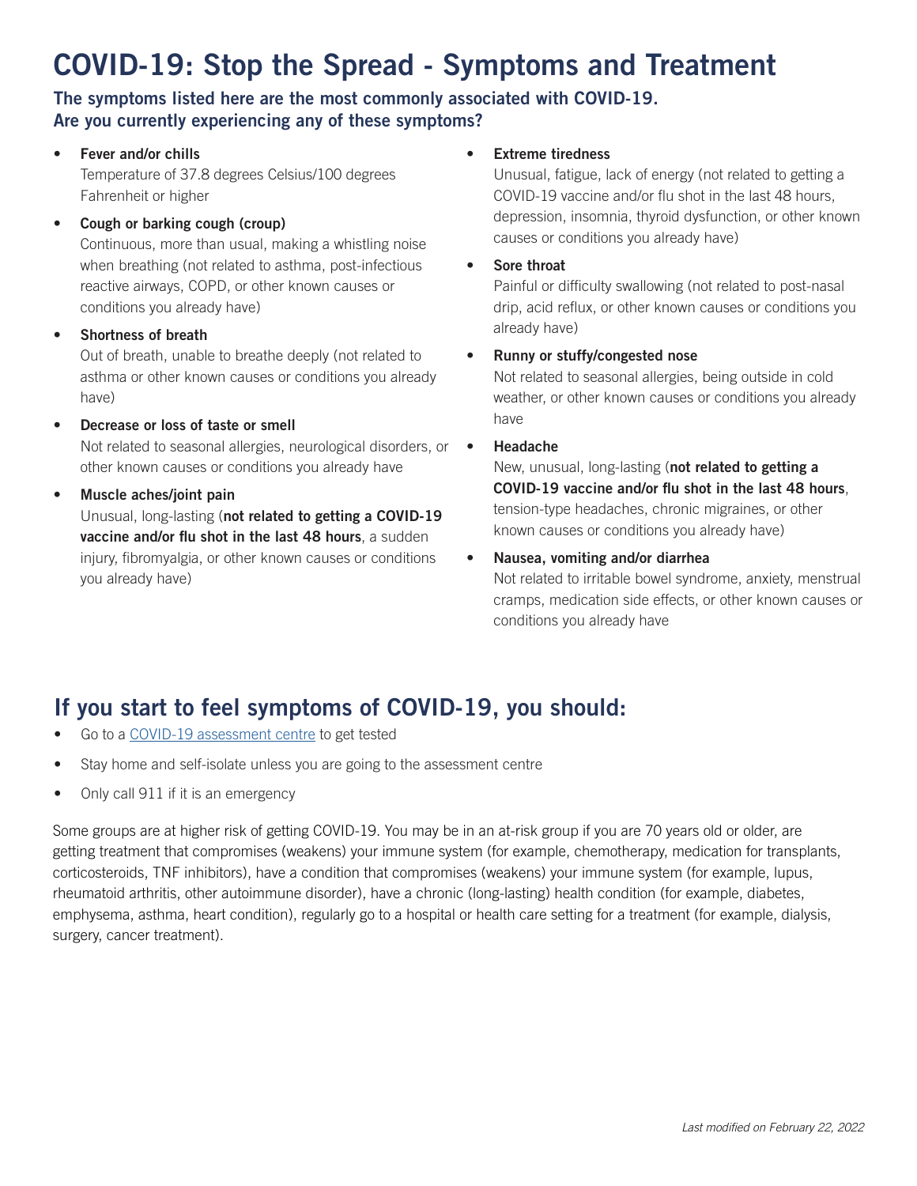# COVID-19: Stop the Spread - Symptoms and Treatment

**The symptoms listed here are the most commonly associated with COVID-19. Are you currently experiencing any of these symptoms?**

- **Fever and/or chills**
  Temperature of 37.8 degrees Celsius/100 degrees Fahrenheit or higher
- **Cough or barking cough (croup)**
  Continuous, more than usual, making a whistling noise when breathing (not related to asthma, post-infectious reactive airways, COPD, or other known causes or conditions you already have)
- **Shortness of breath**
  Out of breath, unable to breathe deeply (not related to asthma or other known causes or conditions you already have)
- **Decrease or loss of taste or smell**
  Not related to seasonal allergies, neurological disorders, or other known causes or conditions you already have
- **Muscle aches/joint pain**
  Unusual, long-lasting (**not related to getting a COVID-19 vaccine and/or flu shot in the last 48 hours**, a sudden injury, fibromyalgia, or other known causes or conditions you already have)
- **Extreme tiredness**
  Unusual, fatigue, lack of energy (not related to getting a COVID-19 vaccine and/or flu shot in the last 48 hours, depression, insomnia, thyroid dysfunction, or other known causes or conditions you already have)
- **Sore throat**
  Painful or difficulty swallowing (not related to post-nasal drip, acid reflux, or other known causes or conditions you already have)
- **Runny or stuffy/congested nose**
  Not related to seasonal allergies, being outside in cold weather, or other known causes or conditions you already have
- **Headache**
  New, unusual, long-lasting (**not related to getting a COVID-19 vaccine and/or flu shot in the last 48 hours**, tension-type headaches, chronic migraines, or other known causes or conditions you already have)
- **Nausea, vomiting and/or diarrhea**
  Not related to irritable bowel syndrome, anxiety, menstrual cramps, medication side effects, or other known causes or conditions you already have

## If you start to feel symptoms of COVID-19, you should:

- Go to a COVID-19 assessment centre to get tested
- Stay home and self-isolate unless you are going to the assessment centre
- Only call 911 if it is an emergency

Some groups are at higher risk of getting COVID-19. You may be in an at-risk group if you are 70 years old or older, are getting treatment that compromises (weakens) your immune system (for example, chemotherapy, medication for transplants, corticosteroids, TNF inhibitors), have a condition that compromises (weakens) your immune system (for example, lupus, rheumatoid arthritis, other autoimmune disorder), have a chronic (long-lasting) health condition (for example, diabetes, emphysema, asthma, heart condition), regularly go to a hospital or health care setting for a treatment (for example, dialysis, surgery, cancer treatment).

*Last modified on February 22, 2022*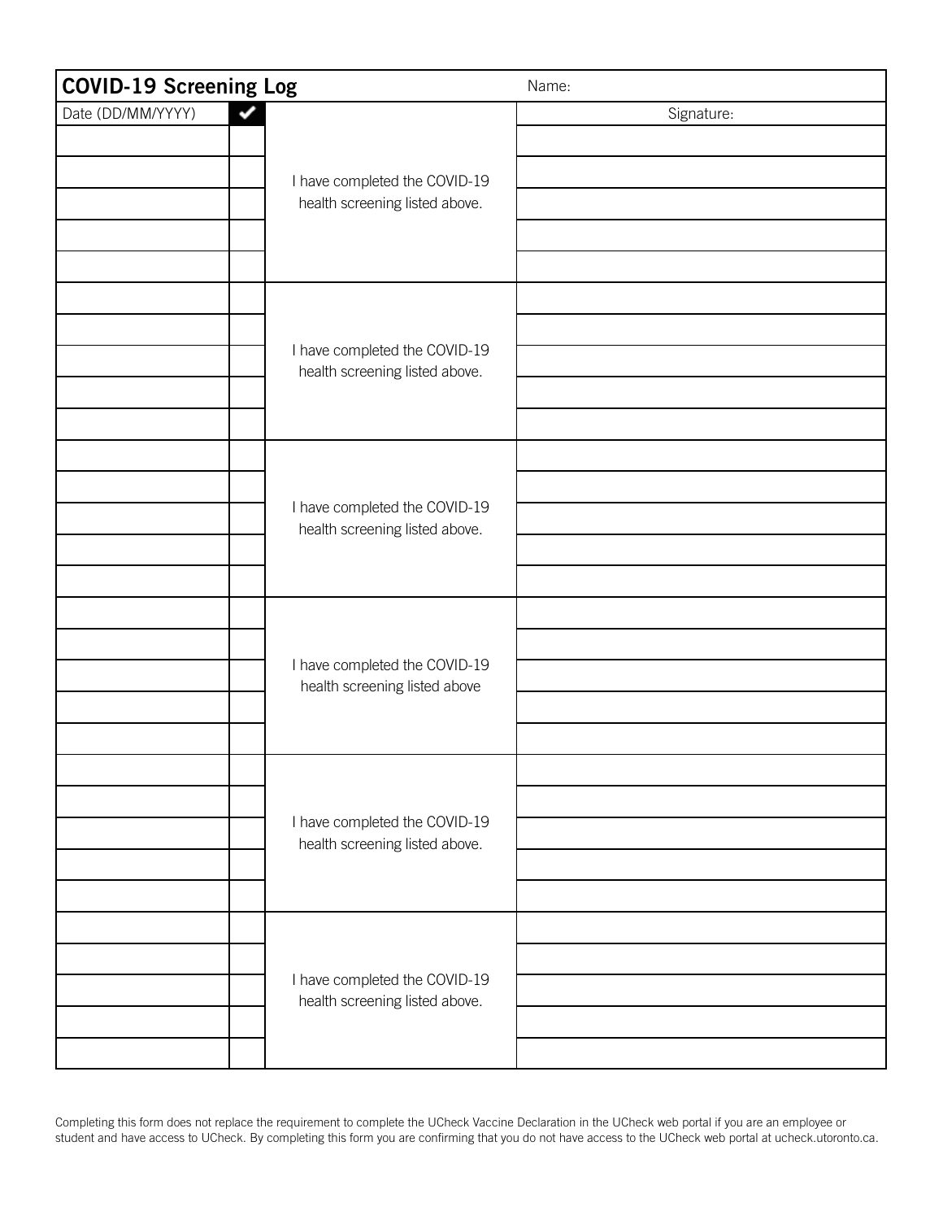| COVID-19 Screening Log | | | Name: |
|---|---|---|---|
| Date (DD/MM/YYYY) | ✔ | | Signature: |
| | | | |
| | | I have completed the COVID-19 health screening listed above. | |
| | | | |
| | | | |
| | | | |
| | | | |
| | | | |
| | | I have completed the COVID-19 health screening listed above. | |
| | | | |
| | | | |
| | | | |
| | | | |
| | | I have completed the COVID-19 health screening listed above. | |
| | | | |
| | | | |
| | | | |
| | | | |
| | | I have completed the COVID-19 health screening listed above | |
| | | | |
| | | | |
| | | | |
| | | | |
| | | I have completed the COVID-19 health screening listed above. | |
| | | | |
| | | | |
| | | | |
| | | | |
| | | I have completed the COVID-19 health screening listed above. | |
| | | | |
| | | | |

Completing this form does not replace the requirement to complete the UCheck Vaccine Declaration in the UCheck web portal if you are an employee or student and have access to UCheck. By completing this form you are confirming that you do not have access to the UCheck web portal at ucheck.utoronto.ca.